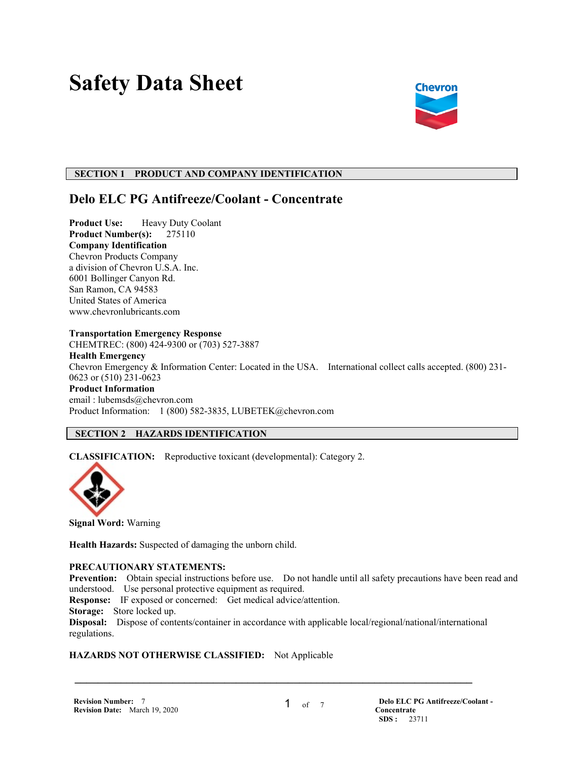# Safety Data Sheet

## SECTION 1 PRODUCT AND COMPANY IDENTIFICATION

## Delo ELC PG Antifreeze/Coolant - Concentrate

**Product Use:** Heavy Duty Coolant
**Product Number(s):** 275110
**Company Identification**
Chevron Products Company
a division of Chevron U.S.A. Inc.
6001 Bollinger Canyon Rd.
San Ramon, CA 94583
United States of America
www.chevronlubricants.com

**Transportation Emergency Response**
CHEMTREC: (800) 424-9300 or (703) 527-3887
**Health Emergency**
Chevron Emergency & Information Center: Located in the USA. International collect calls accepted. (800) 231-0623 or (510) 231-0623
**Product Information**
email : lubemsds@chevron.com
Product Information: 1 (800) 582-3835, LUBETEK@chevron.com

## SECTION 2 HAZARDS IDENTIFICATION

**CLASSIFICATION:** Reproductive toxicant (developmental): Category 2.

**Signal Word:** Warning

**Health Hazards:** Suspected of damaging the unborn child.

**PRECAUTIONARY STATEMENTS:**
**Prevention:** Obtain special instructions before use. Do not handle until all safety precautions have been read and understood. Use personal protective equipment as required.
**Response:** IF exposed or concerned: Get medical advice/attention.
**Storage:** Store locked up.
**Disposal:** Dispose of contents/container in accordance with applicable local/regional/national/international regulations.

**HAZARDS NOT OTHERWISE CLASSIFIED:** Not Applicable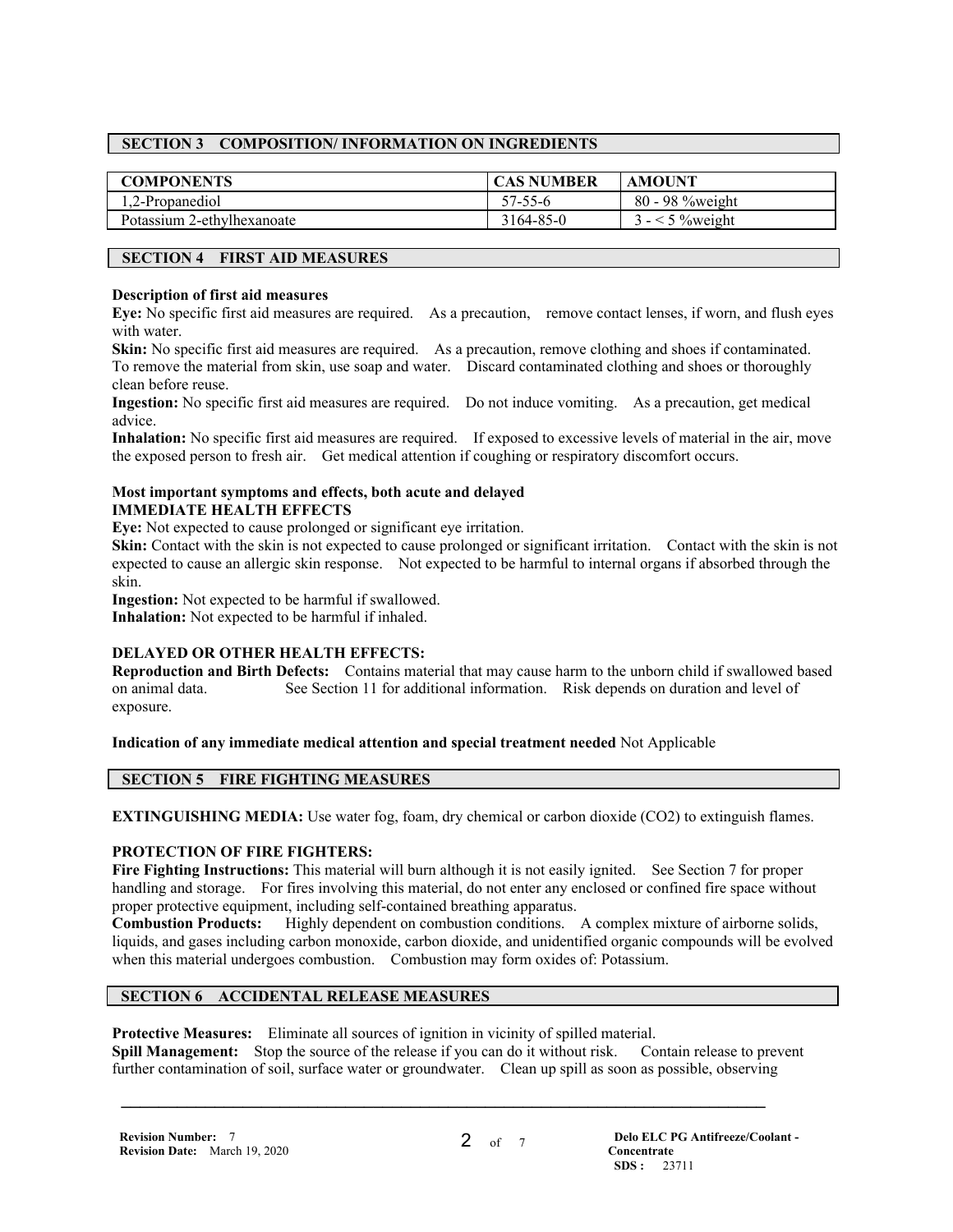## SECTION 3 COMPOSITION/ INFORMATION ON INGREDIENTS

| COMPONENTS | CAS NUMBER | AMOUNT |
|---|---|---|
| 1,2-Propanediol | 57-55-6 | 80 - 98 %weight |
| Potassium 2-ethylhexanoate | 3164-85-0 | 3 - < 5 %weight |

## SECTION 4 FIRST AID MEASURES

**Description of first aid measures**

**Eye:** No specific first aid measures are required. As a precaution, remove contact lenses, if worn, and flush eyes with water.

**Skin:** No specific first aid measures are required. As a precaution, remove clothing and shoes if contaminated. To remove the material from skin, use soap and water. Discard contaminated clothing and shoes or thoroughly clean before reuse.

**Ingestion:** No specific first aid measures are required. Do not induce vomiting. As a precaution, get medical advice.

**Inhalation:** No specific first aid measures are required. If exposed to excessive levels of material in the air, move the exposed person to fresh air. Get medical attention if coughing or respiratory discomfort occurs.

**Most important symptoms and effects, both acute and delayed**

**IMMEDIATE HEALTH EFFECTS**

**Eye:** Not expected to cause prolonged or significant eye irritation.

**Skin:** Contact with the skin is not expected to cause prolonged or significant irritation. Contact with the skin is not expected to cause an allergic skin response. Not expected to be harmful to internal organs if absorbed through the skin.

**Ingestion:** Not expected to be harmful if swallowed.

**Inhalation:** Not expected to be harmful if inhaled.

**DELAYED OR OTHER HEALTH EFFECTS:**

**Reproduction and Birth Defects:** Contains material that may cause harm to the unborn child if swallowed based on animal data. See Section 11 for additional information. Risk depends on duration and level of exposure.

**Indication of any immediate medical attention and special treatment needed** Not Applicable

## SECTION 5 FIRE FIGHTING MEASURES

**EXTINGUISHING MEDIA:** Use water fog, foam, dry chemical or carbon dioxide ($CO_2$) to extinguish flames.

**PROTECTION OF FIRE FIGHTERS:**

**Fire Fighting Instructions:** This material will burn although it is not easily ignited. See Section 7 for proper handling and storage. For fires involving this material, do not enter any enclosed or confined fire space without proper protective equipment, including self-contained breathing apparatus.

**Combustion Products:** Highly dependent on combustion conditions. A complex mixture of airborne solids, liquids, and gases including carbon monoxide, carbon dioxide, and unidentified organic compounds will be evolved when this material undergoes combustion. Combustion may form oxides of: Potassium.

## SECTION 6 ACCIDENTAL RELEASE MEASURES

**Protective Measures:** Eliminate all sources of ignition in vicinity of spilled material.

**Spill Management:** Stop the source of the release if you can do it without risk. Contain release to prevent further contamination of soil, surface water or groundwater. Clean up spill as soon as possible, observing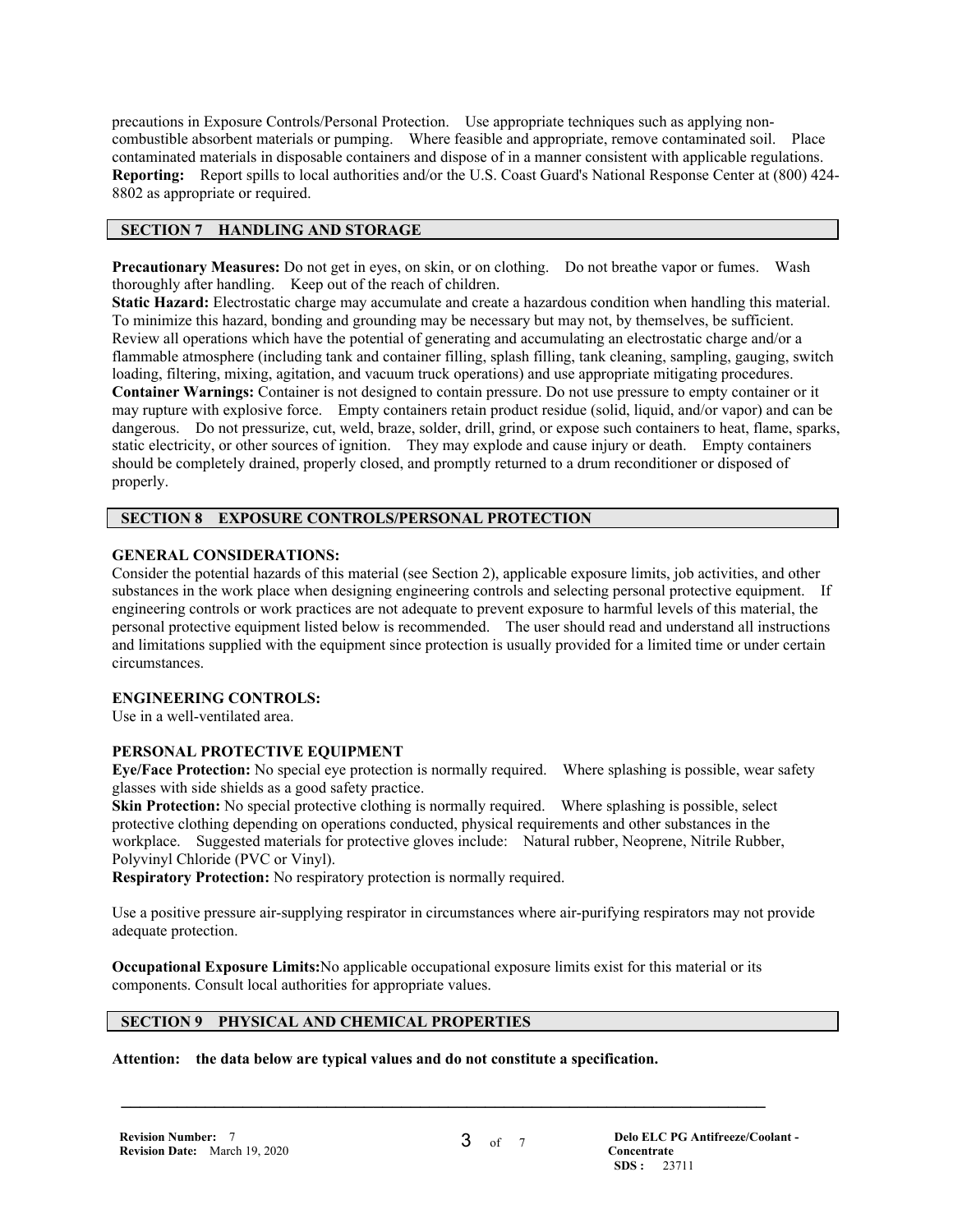precautions in Exposure Controls/Personal Protection. Use appropriate techniques such as applying non-combustible absorbent materials or pumping. Where feasible and appropriate, remove contaminated soil. Place contaminated materials in disposable containers and dispose of in a manner consistent with applicable regulations.
**Reporting:** Report spills to local authorities and/or the U.S. Coast Guard's National Response Center at (800) 424-8802 as appropriate or required.

## SECTION 7 HANDLING AND STORAGE

**Precautionary Measures:** Do not get in eyes, on skin, or on clothing. Do not breathe vapor or fumes. Wash thoroughly after handling. Keep out of the reach of children.
**Static Hazard:** Electrostatic charge may accumulate and create a hazardous condition when handling this material. To minimize this hazard, bonding and grounding may be necessary but may not, by themselves, be sufficient. Review all operations which have the potential of generating and accumulating an electrostatic charge and/or a flammable atmosphere (including tank and container filling, splash filling, tank cleaning, sampling, gauging, switch loading, filtering, mixing, agitation, and vacuum truck operations) and use appropriate mitigating procedures.
**Container Warnings:** Container is not designed to contain pressure. Do not use pressure to empty container or it may rupture with explosive force. Empty containers retain product residue (solid, liquid, and/or vapor) and can be dangerous. Do not pressurize, cut, weld, braze, solder, drill, grind, or expose such containers to heat, flame, sparks, static electricity, or other sources of ignition. They may explode and cause injury or death. Empty containers should be completely drained, properly closed, and promptly returned to a drum reconditioner or disposed of properly.

## SECTION 8 EXPOSURE CONTROLS/PERSONAL PROTECTION

### GENERAL CONSIDERATIONS:

Consider the potential hazards of this material (see Section 2), applicable exposure limits, job activities, and other substances in the work place when designing engineering controls and selecting personal protective equipment. If engineering controls or work practices are not adequate to prevent exposure to harmful levels of this material, the personal protective equipment listed below is recommended. The user should read and understand all instructions and limitations supplied with the equipment since protection is usually provided for a limited time or under certain circumstances.

### ENGINEERING CONTROLS:

Use in a well-ventilated area.

### PERSONAL PROTECTIVE EQUIPMENT

**Eye/Face Protection:** No special eye protection is normally required. Where splashing is possible, wear safety glasses with side shields as a good safety practice.
**Skin Protection:** No special protective clothing is normally required. Where splashing is possible, select protective clothing depending on operations conducted, physical requirements and other substances in the workplace. Suggested materials for protective gloves include: Natural rubber, Neoprene, Nitrile Rubber, Polyvinyl Chloride (PVC or Vinyl).
**Respiratory Protection:** No respiratory protection is normally required.

Use a positive pressure air-supplying respirator in circumstances where air-purifying respirators may not provide adequate protection.

**Occupational Exposure Limits:**No applicable occupational exposure limits exist for this material or its components. Consult local authorities for appropriate values.

## SECTION 9 PHYSICAL AND CHEMICAL PROPERTIES

**Attention: the data below are typical values and do not constitute a specification.**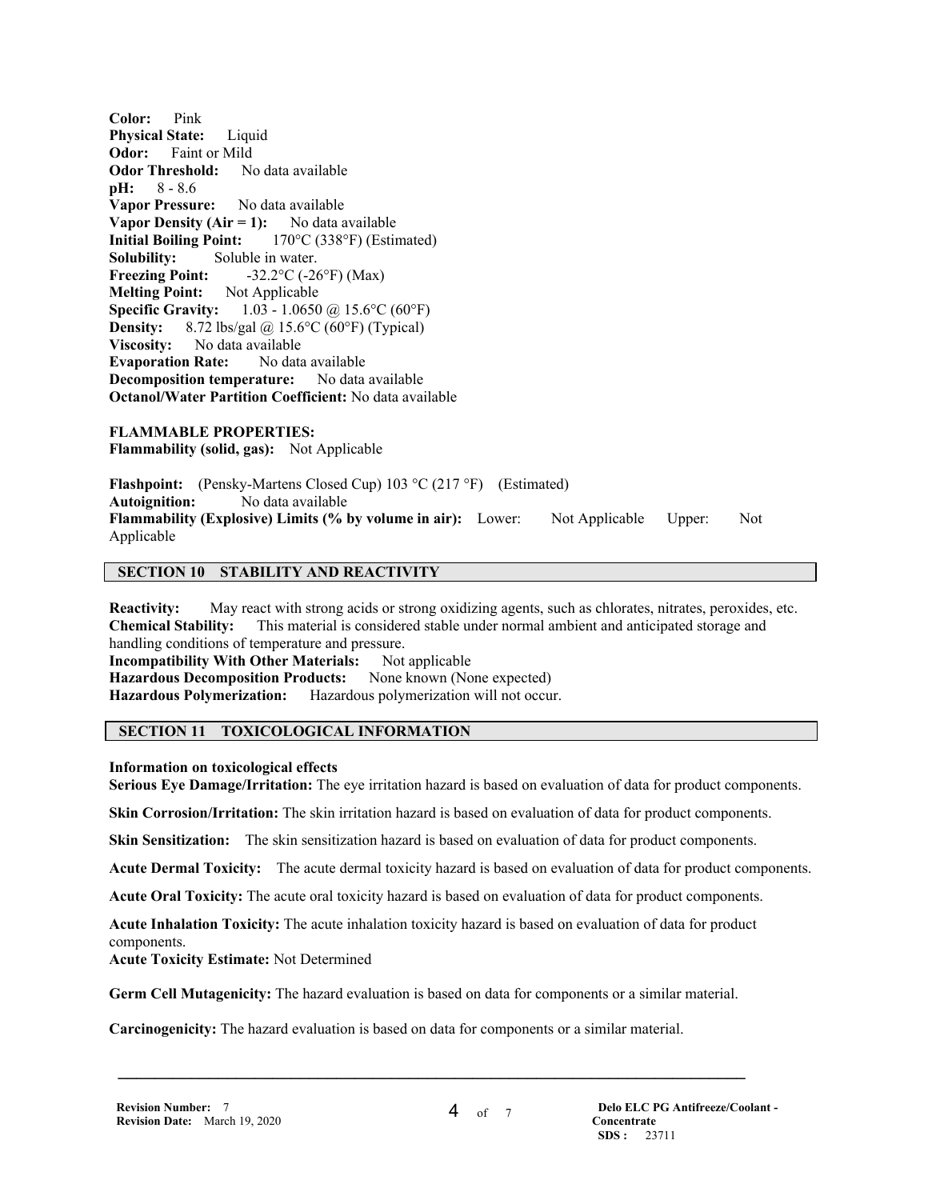**Color:** Pink
**Physical State:** Liquid
**Odor:** Faint or Mild
**Odor Threshold:** No data available
**pH:** 8 - 8.6
**Vapor Pressure:** No data available
**Vapor Density (Air = 1):** No data available
**Initial Boiling Point:** 170°C (338°F) (Estimated)
**Solubility:** Soluble in water.
**Freezing Point:** -32.2°C (-26°F) (Max)
**Melting Point:** Not Applicable
**Specific Gravity:** 1.03 - 1.0650 @ 15.6°C (60°F)
**Density:** 8.72 lbs/gal @ 15.6°C (60°F) (Typical)
**Viscosity:** No data available
**Evaporation Rate:** No data available
**Decomposition temperature:** No data available
**Octanol/Water Partition Coefficient:** No data available

**FLAMMABLE PROPERTIES:**
**Flammability (solid, gas):** Not Applicable

**Flashpoint:** (Pensky-Martens Closed Cup) 103 °C (217 °F) (Estimated)
**Autoignition:** No data available
**Flammability (Explosive) Limits (% by volume in air):** Lower: Not Applicable Upper: Not Applicable

## SECTION 10 STABILITY AND REACTIVITY

**Reactivity:** May react with strong acids or strong oxidizing agents, such as chlorates, nitrates, peroxides, etc.
**Chemical Stability:** This material is considered stable under normal ambient and anticipated storage and handling conditions of temperature and pressure.
**Incompatibility With Other Materials:** Not applicable
**Hazardous Decomposition Products:** None known (None expected)
**Hazardous Polymerization:** Hazardous polymerization will not occur.

## SECTION 11 TOXICOLOGICAL INFORMATION

**Information on toxicological effects**
**Serious Eye Damage/Irritation:** The eye irritation hazard is based on evaluation of data for product components.

**Skin Corrosion/Irritation:** The skin irritation hazard is based on evaluation of data for product components.

**Skin Sensitization:** The skin sensitization hazard is based on evaluation of data for product components.

**Acute Dermal Toxicity:** The acute dermal toxicity hazard is based on evaluation of data for product components.

**Acute Oral Toxicity:** The acute oral toxicity hazard is based on evaluation of data for product components.

**Acute Inhalation Toxicity:** The acute inhalation toxicity hazard is based on evaluation of data for product components.
**Acute Toxicity Estimate:** Not Determined

**Germ Cell Mutagenicity:** The hazard evaluation is based on data for components or a similar material.

**Carcinogenicity:** The hazard evaluation is based on data for components or a similar material.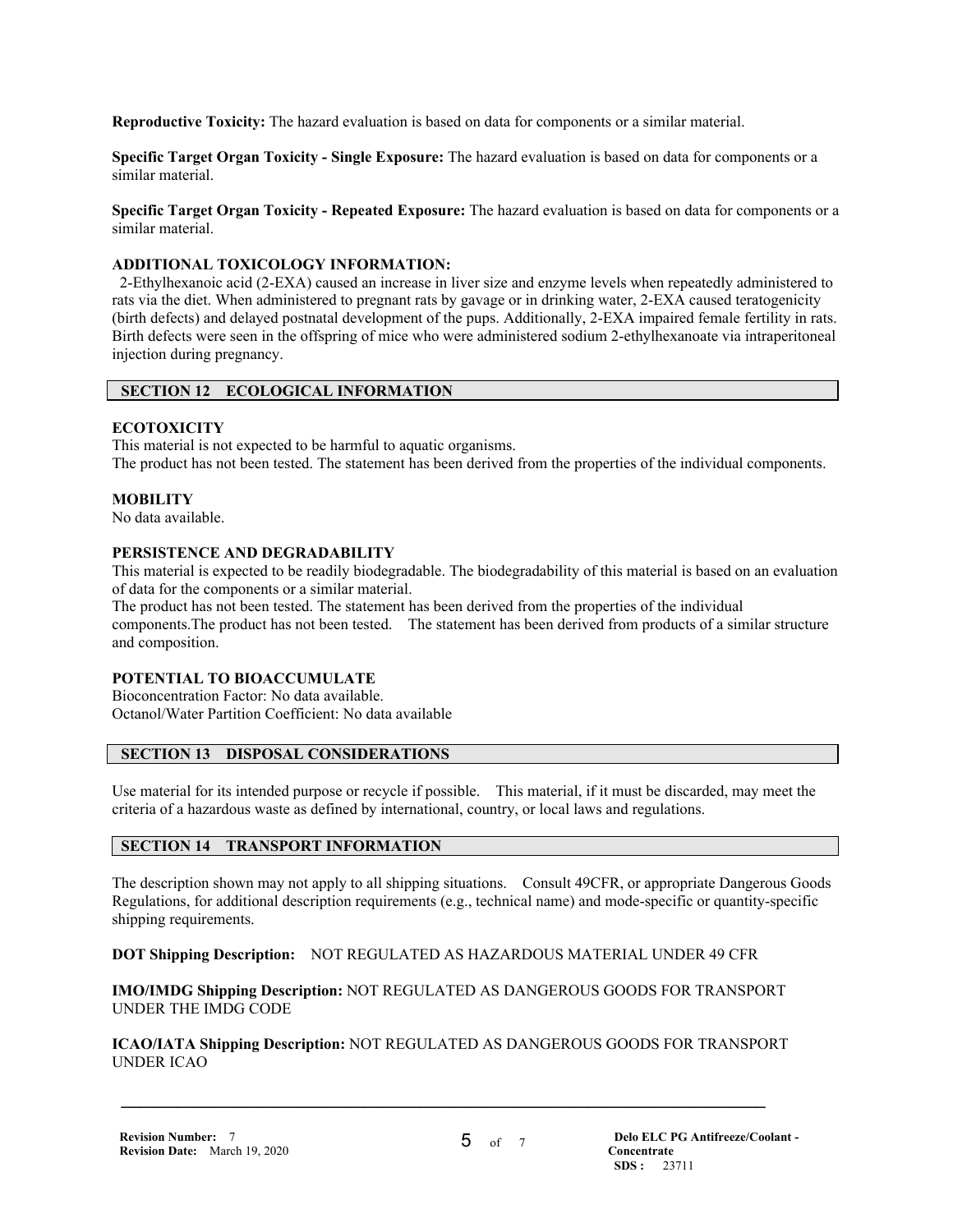**Reproductive Toxicity:** The hazard evaluation is based on data for components or a similar material.

**Specific Target Organ Toxicity - Single Exposure:** The hazard evaluation is based on data for components or a similar material.

**Specific Target Organ Toxicity - Repeated Exposure:** The hazard evaluation is based on data for components or a similar material.

**ADDITIONAL TOXICOLOGY INFORMATION:**

2-Ethylhexanoic acid (2-EXA) caused an increase in liver size and enzyme levels when repeatedly administered to rats via the diet. When administered to pregnant rats by gavage or in drinking water, 2-EXA caused teratogenicity (birth defects) and delayed postnatal development of the pups. Additionally, 2-EXA impaired female fertility in rats. Birth defects were seen in the offspring of mice who were administered sodium 2-ethylhexanoate via intraperitoneal injection during pregnancy.

## SECTION 12 ECOLOGICAL INFORMATION

**ECOTOXICITY**

This material is not expected to be harmful to aquatic organisms.
The product has not been tested. The statement has been derived from the properties of the individual components.

**MOBILITY**

No data available.

**PERSISTENCE AND DEGRADABILITY**

This material is expected to be readily biodegradable. The biodegradability of this material is based on an evaluation of data for the components or a similar material.
The product has not been tested. The statement has been derived from the properties of the individual components.The product has not been tested. The statement has been derived from products of a similar structure and composition.

**POTENTIAL TO BIOACCUMULATE**

Bioconcentration Factor: No data available.
Octanol/Water Partition Coefficient: No data available

## SECTION 13 DISPOSAL CONSIDERATIONS

Use material for its intended purpose or recycle if possible. This material, if it must be discarded, may meet the criteria of a hazardous waste as defined by international, country, or local laws and regulations.

## SECTION 14 TRANSPORT INFORMATION

The description shown may not apply to all shipping situations. Consult 49CFR, or appropriate Dangerous Goods Regulations, for additional description requirements (e.g., technical name) and mode-specific or quantity-specific shipping requirements.

**DOT Shipping Description:** NOT REGULATED AS HAZARDOUS MATERIAL UNDER 49 CFR

**IMO/IMDG Shipping Description:** NOT REGULATED AS DANGEROUS GOODS FOR TRANSPORT UNDER THE IMDG CODE

**ICAO/IATA Shipping Description:** NOT REGULATED AS DANGEROUS GOODS FOR TRANSPORT UNDER ICAO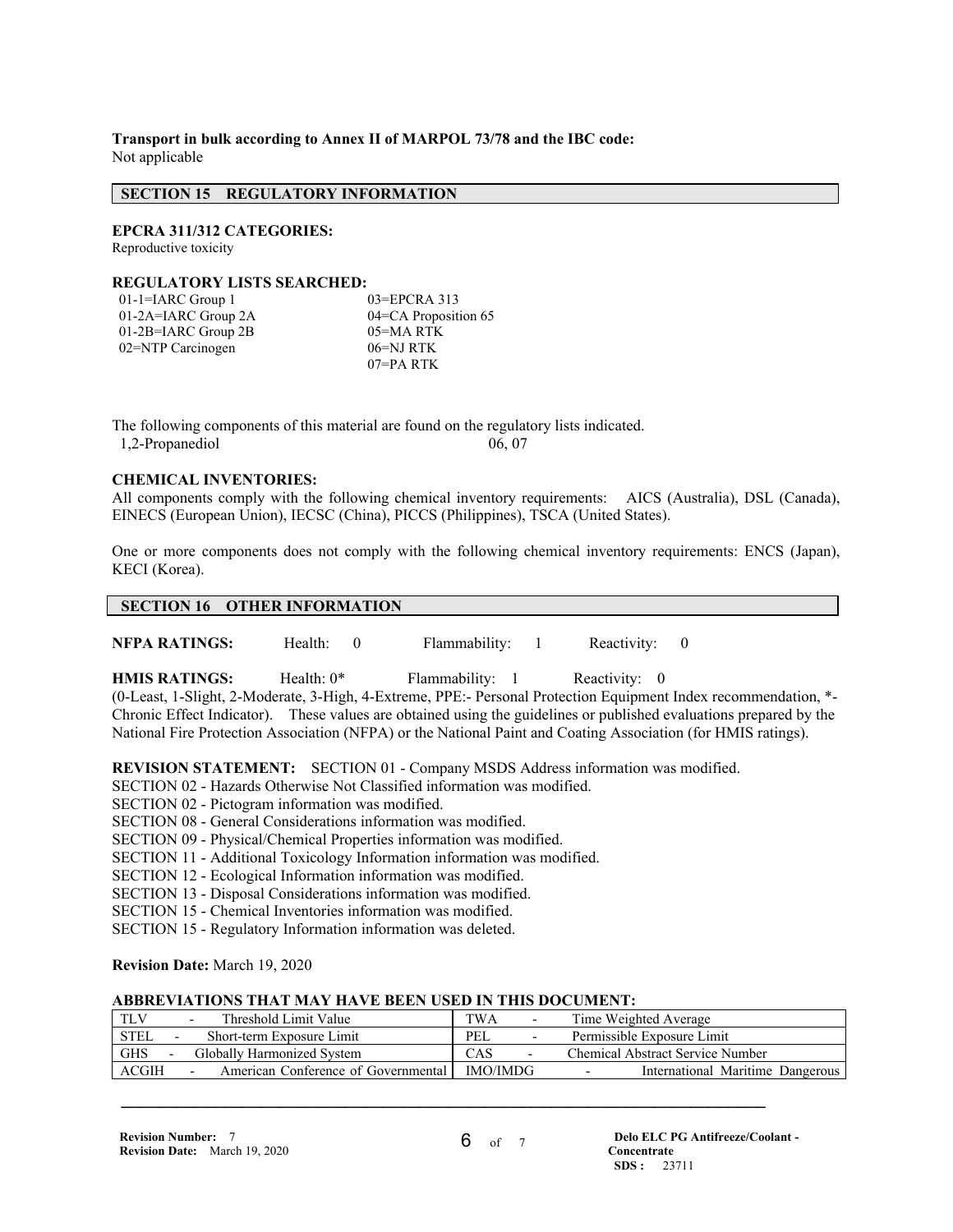**Transport in bulk according to Annex II of MARPOL 73/78 and the IBC code:**
Not applicable

## SECTION 15 REGULATORY INFORMATION

**EPCRA 311/312 CATEGORIES:**
Reproductive toxicity

**REGULATORY LISTS SEARCHED:**

| | |
|---|---|
| 01-1=IARC Group 1 | 03=EPCRA 313 |
| 01-2A=IARC Group 2A | 04=CA Proposition 65 |
| 01-2B=IARC Group 2B | 05=MA RTK |
| 02=NTP Carcinogen | 06=NJ RTK |
| | 07=PA RTK |

The following components of this material are found on the regulatory lists indicated.

| | |
|---|---|
| 1,2-Propanediol | 06, 07 |

**CHEMICAL INVENTORIES:**
All components comply with the following chemical inventory requirements: AICS (Australia), DSL (Canada), EINECS (European Union), IECSC (China), PICCS (Philippines), TSCA (United States).

One or more components does not comply with the following chemical inventory requirements: ENCS (Japan), KECI (Korea).

## SECTION 16 OTHER INFORMATION

**NFPA RATINGS:** Health: 0 Flammability: 1 Reactivity: 0

**HMIS RATINGS:** Health: 0* Flammability: 1 Reactivity: 0
(0-Least, 1-Slight, 2-Moderate, 3-High, 4-Extreme, PPE:- Personal Protection Equipment Index recommendation, *- Chronic Effect Indicator). These values are obtained using the guidelines or published evaluations prepared by the National Fire Protection Association (NFPA) or the National Paint and Coating Association (for HMIS ratings).

**REVISION STATEMENT:** SECTION 01 - Company MSDS Address information was modified.
SECTION 02 - Hazards Otherwise Not Classified information was modified.
SECTION 02 - Pictogram information was modified.
SECTION 08 - General Considerations information was modified.
SECTION 09 - Physical/Chemical Properties information was modified.
SECTION 11 - Additional Toxicology Information information was modified.
SECTION 12 - Ecological Information information was modified.
SECTION 13 - Disposal Considerations information was modified.
SECTION 15 - Chemical Inventories information was modified.
SECTION 15 - Regulatory Information information was deleted.

**Revision Date:** March 19, 2020

**ABBREVIATIONS THAT MAY HAVE BEEN USED IN THIS DOCUMENT:**

| | |
|---|---|
| TLV - Threshold Limit Value | TWA - Time Weighted Average |
| STEL - Short-term Exposure Limit | PEL - Permissible Exposure Limit |
| GHS - Globally Harmonized System | CAS - Chemical Abstract Service Number |
| ACGIH - American Conference of Governmental | IMO/IMDG - International Maritime Dangerous |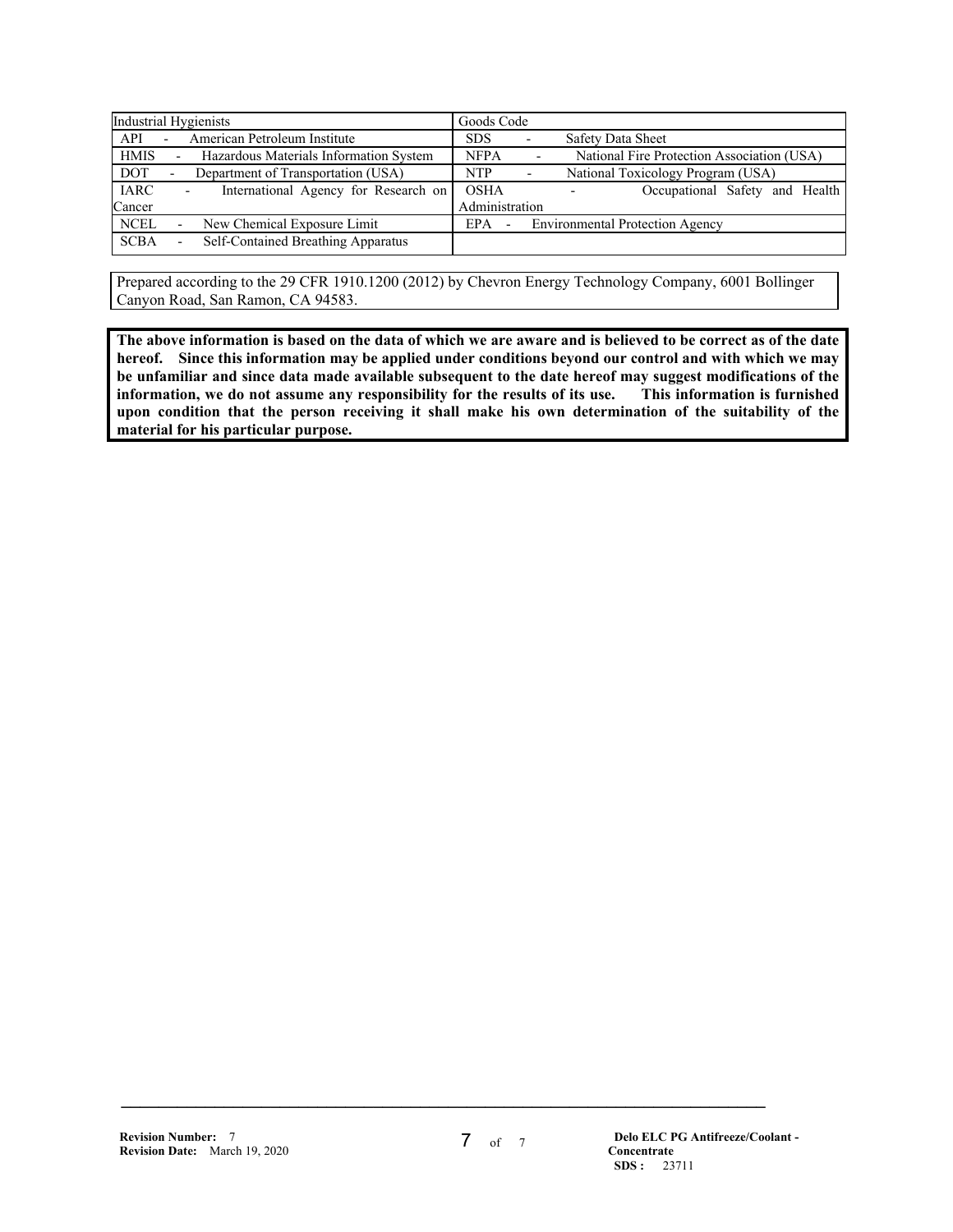| | |
|---|---|
| Industrial Hygienists | Goods Code |
| API - American Petroleum Institute | SDS - Safety Data Sheet |
| HMIS - Hazardous Materials Information System | NFPA - National Fire Protection Association (USA) |
| DOT - Department of Transportation (USA) | NTP - National Toxicology Program (USA) |
| IARC - International Agency for Research on Cancer | OSHA - Occupational Safety and Health Administration |
| NCEL - New Chemical Exposure Limit | EPA - Environmental Protection Agency |
| SCBA - Self-Contained Breathing Apparatus | |

Prepared according to the 29 CFR 1910.1200 (2012) by Chevron Energy Technology Company, 6001 Bollinger Canyon Road, San Ramon, CA 94583.

**The above information is based on the data of which we are aware and is believed to be correct as of the date hereof. Since this information may be applied under conditions beyond our control and with which we may be unfamiliar and since data made available subsequent to the date hereof may suggest modifications of the information, we do not assume any responsibility for the results of its use. This information is furnished upon condition that the person receiving it shall make his own determination of the suitability of the material for his particular purpose.**